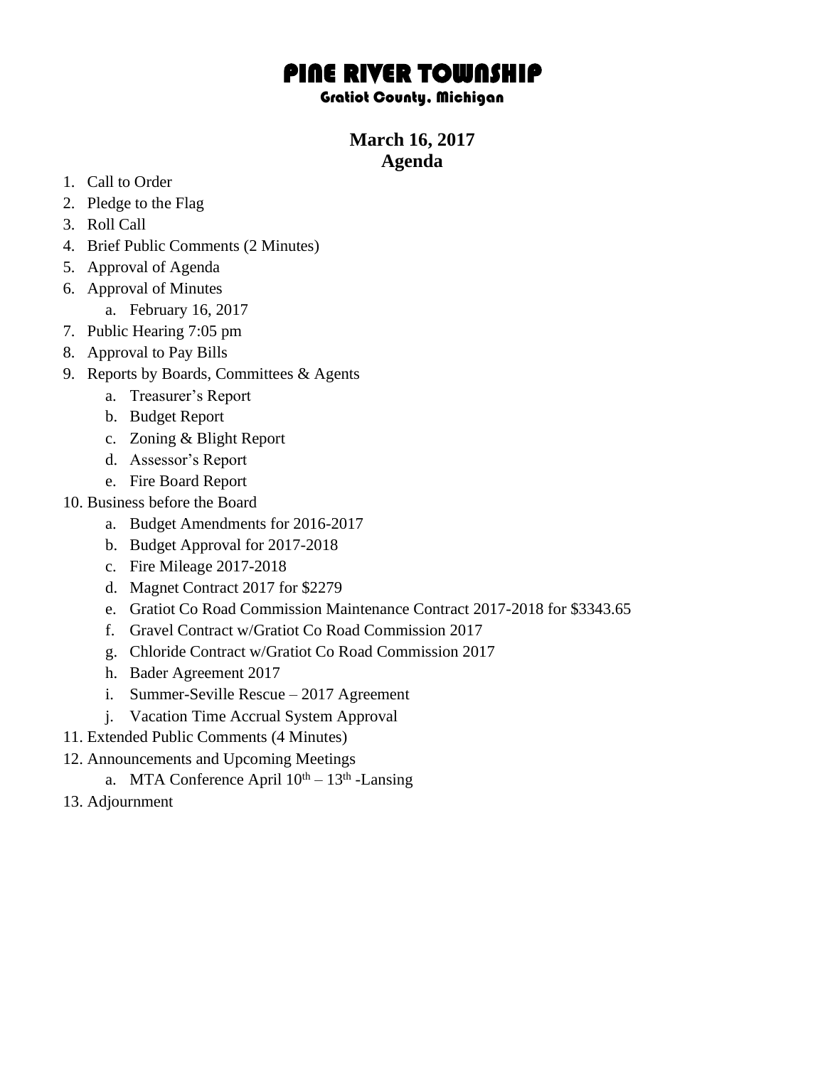# PINE RIVER TOWNSHIP

### Gratiot County, Michigan

## March 16, 2017
## Agenda

1. Call to Order
2. Pledge to the Flag
3. Roll Call
4. Brief Public Comments (2 Minutes)
5. Approval of Agenda
6. Approval of Minutes
    a. February 16, 2017
7. Public Hearing 7:05 pm
8. Approval to Pay Bills
9. Reports by Boards, Committees & Agents
    a. Treasurer's Report
    b. Budget Report
    c. Zoning & Blight Report
    d. Assessor's Report
    e. Fire Board Report
10. Business before the Board
    a. Budget Amendments for 2016-2017
    b. Budget Approval for 2017-2018
    c. Fire Mileage 2017-2018
    d. Magnet Contract 2017 for $2279
    e. Gratiot Co Road Commission Maintenance Contract 2017-2018 for $3343.65
    f. Gravel Contract w/Gratiot Co Road Commission 2017
    g. Chloride Contract w/Gratiot Co Road Commission 2017
    h. Bader Agreement 2017
    i. Summer-Seville Rescue – 2017 Agreement
    j. Vacation Time Accrual System Approval
11. Extended Public Comments (4 Minutes)
12. Announcements and Upcoming Meetings
    a. MTA Conference April 10th – 13th -Lansing
13. Adjournment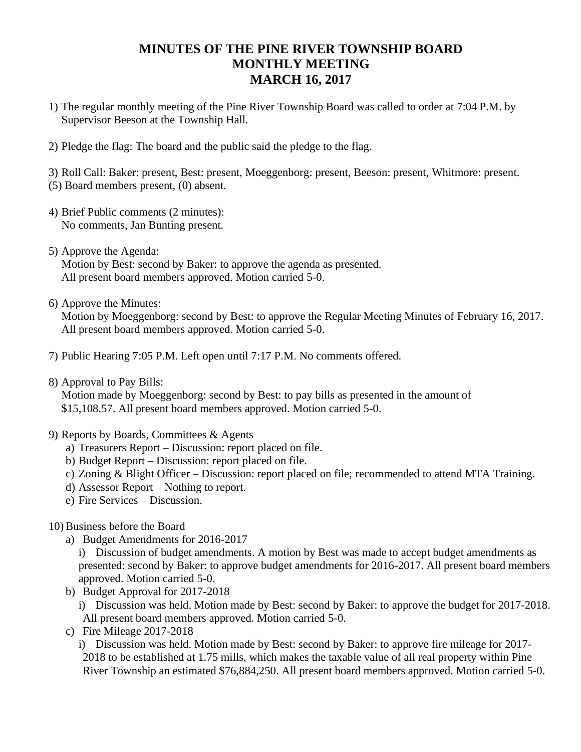# MINUTES OF THE PINE RIVER TOWNSHIP BOARD
# MONTHLY MEETING
# MARCH 16, 2017

1) The regular monthly meeting of the Pine River Township Board was called to order at 7:04 P.M. by Supervisor Beeson at the Township Hall.

2) Pledge the flag: The board and the public said the pledge to the flag.

3) Roll Call: Baker: present, Best: present, Moeggenborg: present, Beeson: present, Whitmore: present.
(5) Board members present, (0) absent.

4) Brief Public comments (2 minutes):
   No comments, Jan Bunting present.

5) Approve the Agenda:
   Motion by Best: second by Baker: to approve the agenda as presented.
   All present board members approved. Motion carried 5-0.

6) Approve the Minutes:
   Motion by Moeggenborg: second by Best: to approve the Regular Meeting Minutes of February 16, 2017.
   All present board members approved. Motion carried 5-0.

7) Public Hearing 7:05 P.M. Left open until 7:17 P.M. No comments offered.

8) Approval to Pay Bills:
   Motion made by Moeggenborg: second by Best: to pay bills as presented in the amount of $15,108.57. All present board members approved. Motion carried 5-0.

9) Reports by Boards, Committees & Agents
   a) Treasurers Report – Discussion: report placed on file.
   b) Budget Report – Discussion: report placed on file.
   c) Zoning & Blight Officer – Discussion: report placed on file; recommended to attend MTA Training.
   d) Assessor Report – Nothing to report.
   e) Fire Services – Discussion.

10) Business before the Board
   a) Budget Amendments for 2016-2017
      i) Discussion of budget amendments. A motion by Best was made to accept budget amendments as presented: second by Baker: to approve budget amendments for 2016-2017. All present board members approved. Motion carried 5-0.
   b) Budget Approval for 2017-2018
      i) Discussion was held. Motion made by Best: second by Baker: to approve the budget for 2017-2018. All present board members approved. Motion carried 5-0.
   c) Fire Mileage 2017-2018
      i) Discussion was held. Motion made by Best: second by Baker: to approve fire mileage for 2017-2018 to be established at 1.75 mills, which makes the taxable value of all real property within Pine River Township an estimated $76,884,250. All present board members approved. Motion carried 5-0.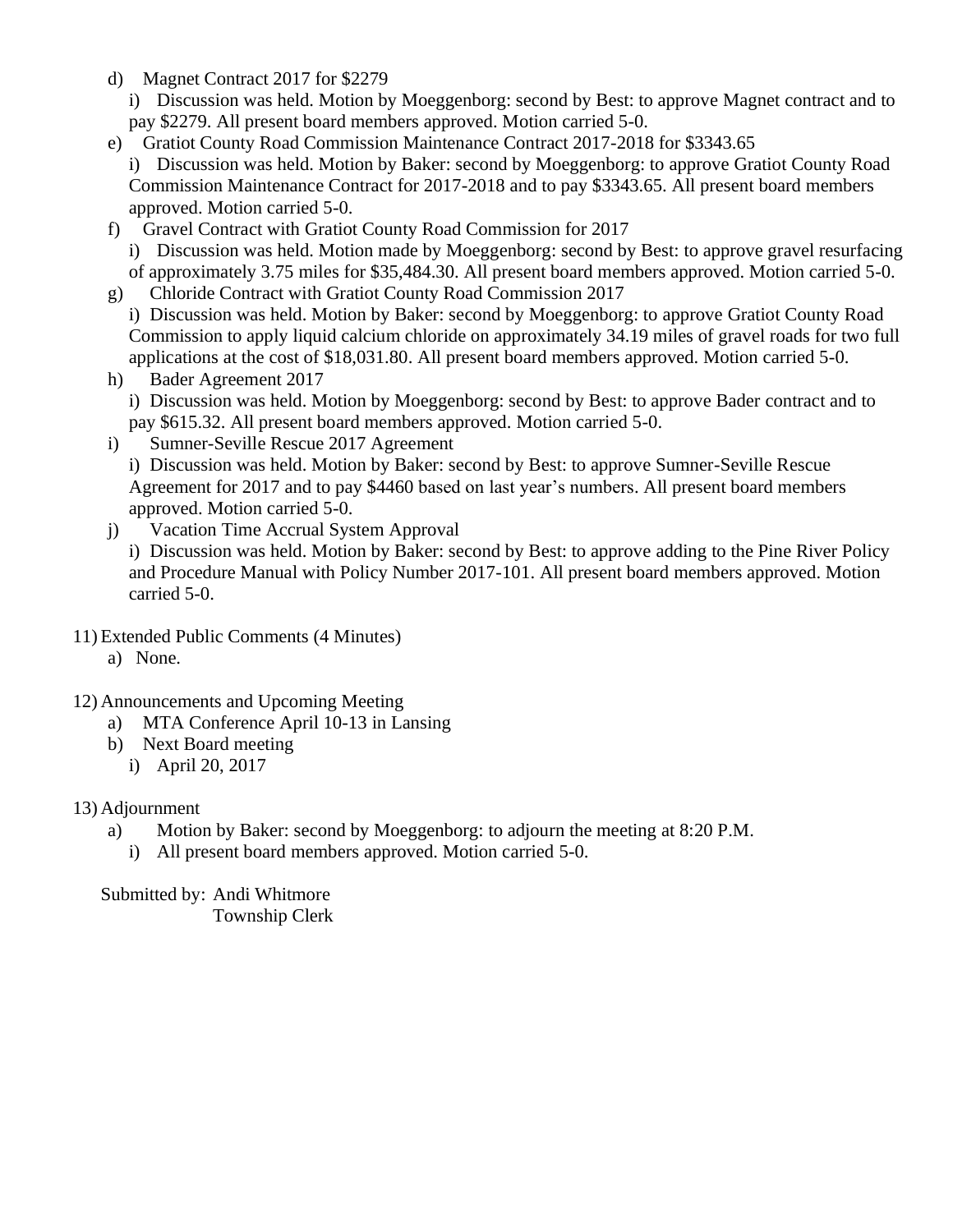d) Magnet Contract 2017 for $2279
   i) Discussion was held. Motion by Moeggenborg: second by Best: to approve Magnet contract and to pay $2279. All present board members approved. Motion carried 5-0.

e) Gratiot County Road Commission Maintenance Contract 2017-2018 for $3343.65
   i) Discussion was held. Motion by Baker: second by Moeggenborg: to approve Gratiot County Road Commission Maintenance Contract for 2017-2018 and to pay $3343.65. All present board members approved. Motion carried 5-0.

f) Gravel Contract with Gratiot County Road Commission for 2017
   i) Discussion was held. Motion made by Moeggenborg: second by Best: to approve gravel resurfacing of approximately 3.75 miles for $35,484.30. All present board members approved. Motion carried 5-0.

g) Chloride Contract with Gratiot County Road Commission 2017
   i) Discussion was held. Motion by Baker: second by Moeggenborg: to approve Gratiot County Road Commission to apply liquid calcium chloride on approximately 34.19 miles of gravel roads for two full applications at the cost of $18,031.80. All present board members approved. Motion carried 5-0.

h) Bader Agreement 2017
   i) Discussion was held. Motion by Moeggenborg: second by Best: to approve Bader contract and to pay $615.32. All present board members approved. Motion carried 5-0.

i) Sumner-Seville Rescue 2017 Agreement
   i) Discussion was held. Motion by Baker: second by Best: to approve Sumner-Seville Rescue Agreement for 2017 and to pay $4460 based on last year's numbers. All present board members approved. Motion carried 5-0.

j) Vacation Time Accrual System Approval
   i) Discussion was held. Motion by Baker: second by Best: to approve adding to the Pine River Policy and Procedure Manual with Policy Number 2017-101. All present board members approved. Motion carried 5-0.

11) Extended Public Comments (4 Minutes)
   a) None.

12) Announcements and Upcoming Meeting
   a) MTA Conference April 10-13 in Lansing
   b) Next Board meeting
      i) April 20, 2017

13) Adjournment
   a) Motion by Baker: second by Moeggenborg: to adjourn the meeting at 8:20 P.M.
      i) All present board members approved. Motion carried 5-0.

Submitted by: Andi Whitmore
Township Clerk